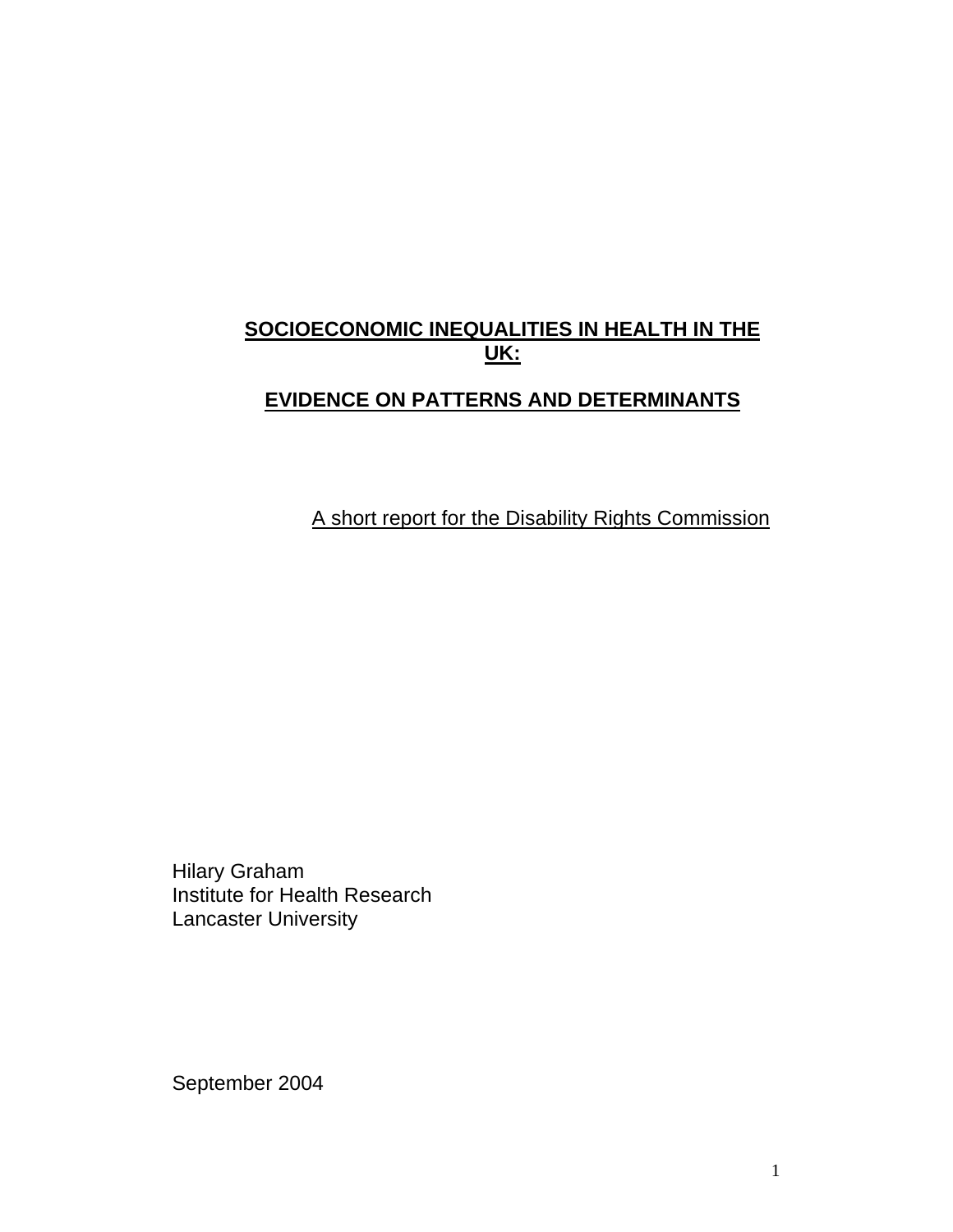# SOCIOECONOMIC INEQUALITIES IN HEALTH IN THE UK:

## EVIDENCE ON PATTERNS AND DETERMINANTS

A short report for the Disability Rights Commission

Hilary Graham
Institute for Health Research
Lancaster University

September 2004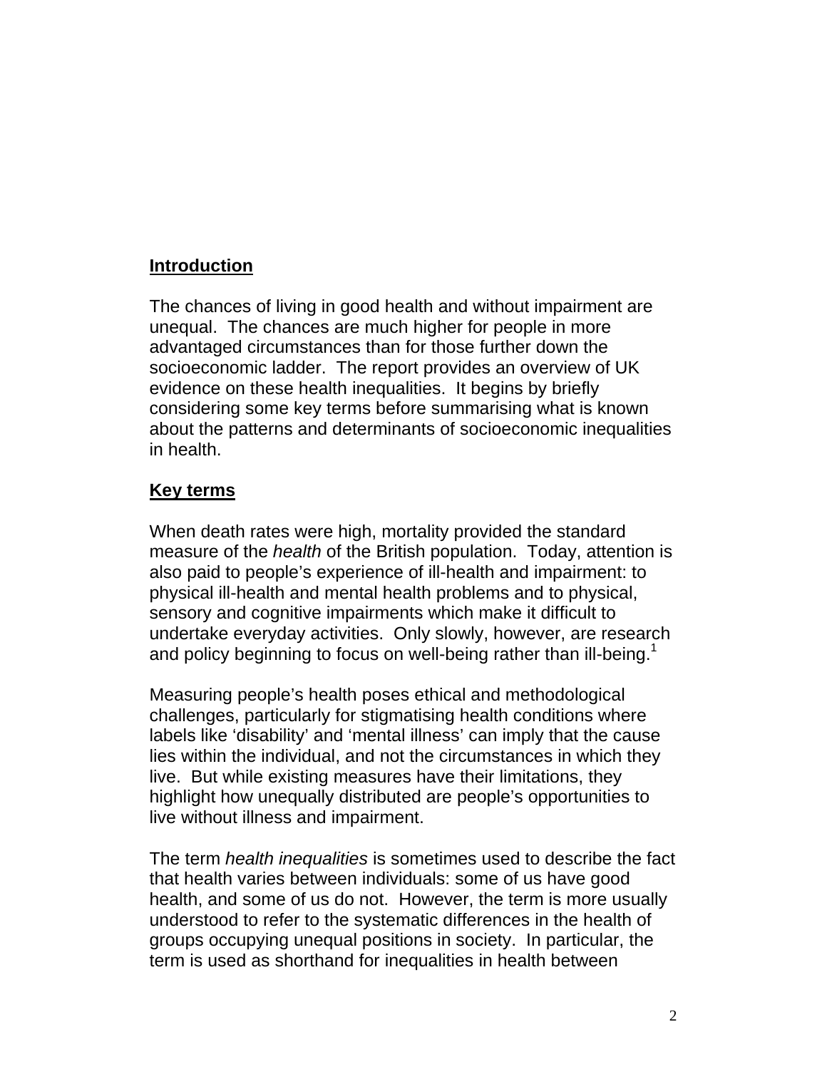## Introduction

The chances of living in good health and without impairment are unequal. The chances are much higher for people in more advantaged circumstances than for those further down the socioeconomic ladder. The report provides an overview of UK evidence on these health inequalities. It begins by briefly considering some key terms before summarising what is known about the patterns and determinants of socioeconomic inequalities in health.

## Key terms

When death rates were high, mortality provided the standard measure of the *health* of the British population. Today, attention is also paid to people's experience of ill-health and impairment: to physical ill-health and mental health problems and to physical, sensory and cognitive impairments which make it difficult to undertake everyday activities. Only slowly, however, are research and policy beginning to focus on well-being rather than ill-being.[1]

Measuring people's health poses ethical and methodological challenges, particularly for stigmatising health conditions where labels like 'disability' and 'mental illness' can imply that the cause lies within the individual, and not the circumstances in which they live. But while existing measures have their limitations, they highlight how unequally distributed are people's opportunities to live without illness and impairment.

The term *health inequalities* is sometimes used to describe the fact that health varies between individuals: some of us have good health, and some of us do not. However, the term is more usually understood to refer to the systematic differences in the health of groups occupying unequal positions in society. In particular, the term is used as shorthand for inequalities in health between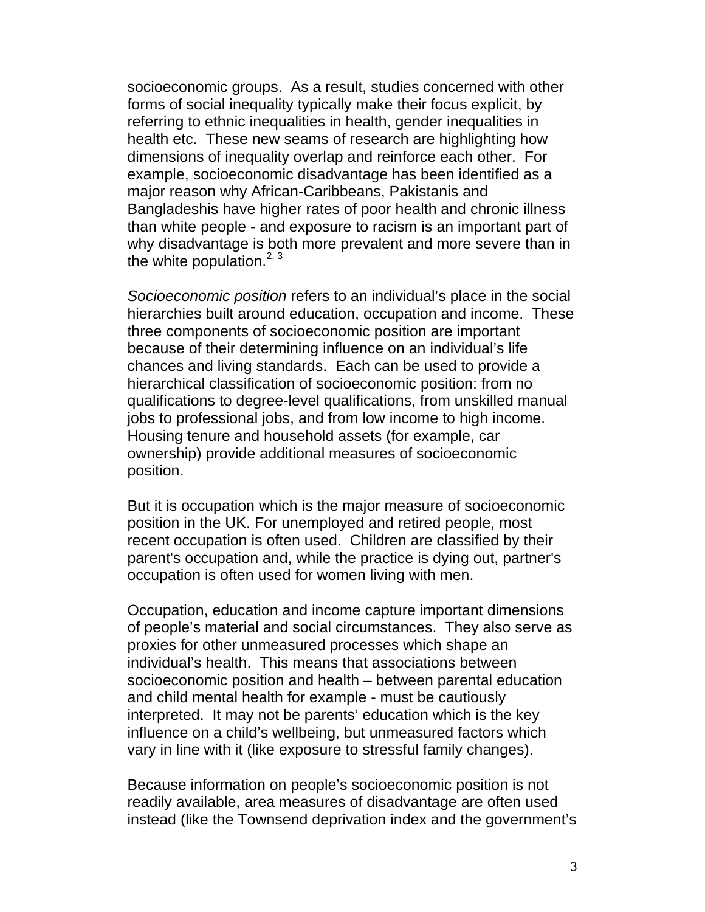socioeconomic groups. As a result, studies concerned with other forms of social inequality typically make their focus explicit, by referring to ethnic inequalities in health, gender inequalities in health etc. These new seams of research are highlighting how dimensions of inequality overlap and reinforce each other. For example, socioeconomic disadvantage has been identified as a major reason why African-Caribbeans, Pakistanis and Bangladeshis have higher rates of poor health and chronic illness than white people - and exposure to racism is an important part of why disadvantage is both more prevalent and more severe than in the white population.[2, 3]

*Socioeconomic position* refers to an individual's place in the social hierarchies built around education, occupation and income. These three components of socioeconomic position are important because of their determining influence on an individual's life chances and living standards. Each can be used to provide a hierarchical classification of socioeconomic position: from no qualifications to degree-level qualifications, from unskilled manual jobs to professional jobs, and from low income to high income. Housing tenure and household assets (for example, car ownership) provide additional measures of socioeconomic position.

But it is occupation which is the major measure of socioeconomic position in the UK. For unemployed and retired people, most recent occupation is often used. Children are classified by their parent's occupation and, while the practice is dying out, partner's occupation is often used for women living with men.

Occupation, education and income capture important dimensions of people's material and social circumstances. They also serve as proxies for other unmeasured processes which shape an individual's health. This means that associations between socioeconomic position and health – between parental education and child mental health for example - must be cautiously interpreted. It may not be parents' education which is the key influence on a child's wellbeing, but unmeasured factors which vary in line with it (like exposure to stressful family changes).

Because information on people's socioeconomic position is not readily available, area measures of disadvantage are often used instead (like the Townsend deprivation index and the government's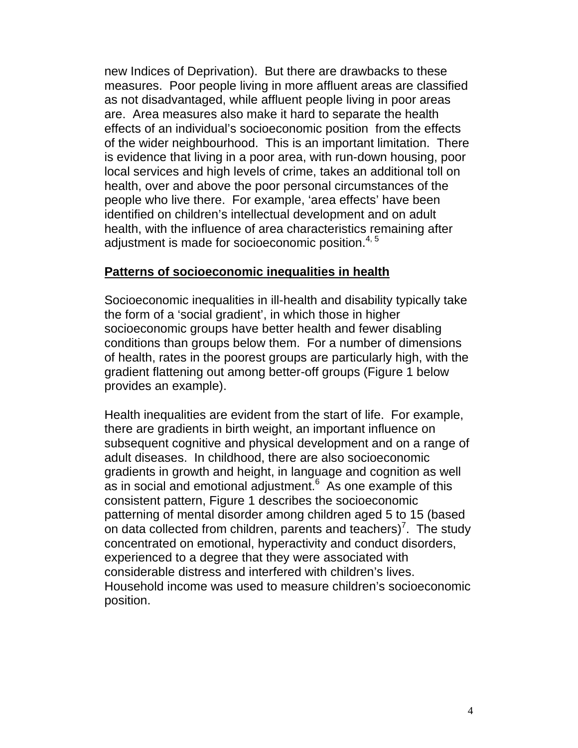new Indices of Deprivation). But there are drawbacks to these measures. Poor people living in more affluent areas are classified as not disadvantaged, while affluent people living in poor areas are. Area measures also make it hard to separate the health effects of an individual's socioeconomic position from the effects of the wider neighbourhood. This is an important limitation. There is evidence that living in a poor area, with run-down housing, poor local services and high levels of crime, takes an additional toll on health, over and above the poor personal circumstances of the people who live there. For example, 'area effects' have been identified on children's intellectual development and on adult health, with the influence of area characteristics remaining after adjustment is made for socioeconomic position.[4, 5]

## Patterns of socioeconomic inequalities in health

Socioeconomic inequalities in ill-health and disability typically take the form of a 'social gradient', in which those in higher socioeconomic groups have better health and fewer disabling conditions than groups below them. For a number of dimensions of health, rates in the poorest groups are particularly high, with the gradient flattening out among better-off groups (Figure 1 below provides an example).

Health inequalities are evident from the start of life. For example, there are gradients in birth weight, an important influence on subsequent cognitive and physical development and on a range of adult diseases. In childhood, there are also socioeconomic gradients in growth and height, in language and cognition as well as in social and emotional adjustment.[6] As one example of this consistent pattern, Figure 1 describes the socioeconomic patterning of mental disorder among children aged 5 to 15 (based on data collected from children, parents and teachers)[7]. The study concentrated on emotional, hyperactivity and conduct disorders, experienced to a degree that they were associated with considerable distress and interfered with children's lives. Household income was used to measure children's socioeconomic position.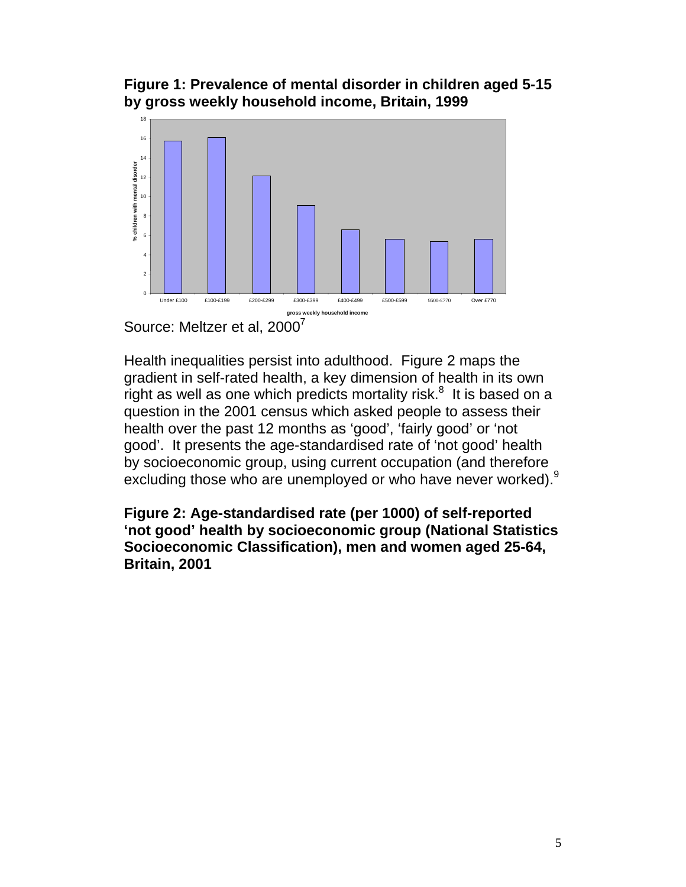**Figure 1: Prevalence of mental disorder in children aged 5-15 by gross weekly household income, Britain, 1999**

Source: Meltzer et al, 2000[7]

Health inequalities persist into adulthood. Figure 2 maps the gradient in self-rated health, a key dimension of health in its own right as well as one which predicts mortality risk.[8] It is based on a question in the 2001 census which asked people to assess their health over the past 12 months as 'good', 'fairly good' or 'not good'. It presents the age-standardised rate of 'not good' health by socioeconomic group, using current occupation (and therefore excluding those who are unemployed or who have never worked).[9]

**Figure 2: Age-standardised rate (per 1000) of self-reported 'not good' health by socioeconomic group (National Statistics Socioeconomic Classification), men and women aged 25-64, Britain, 2001**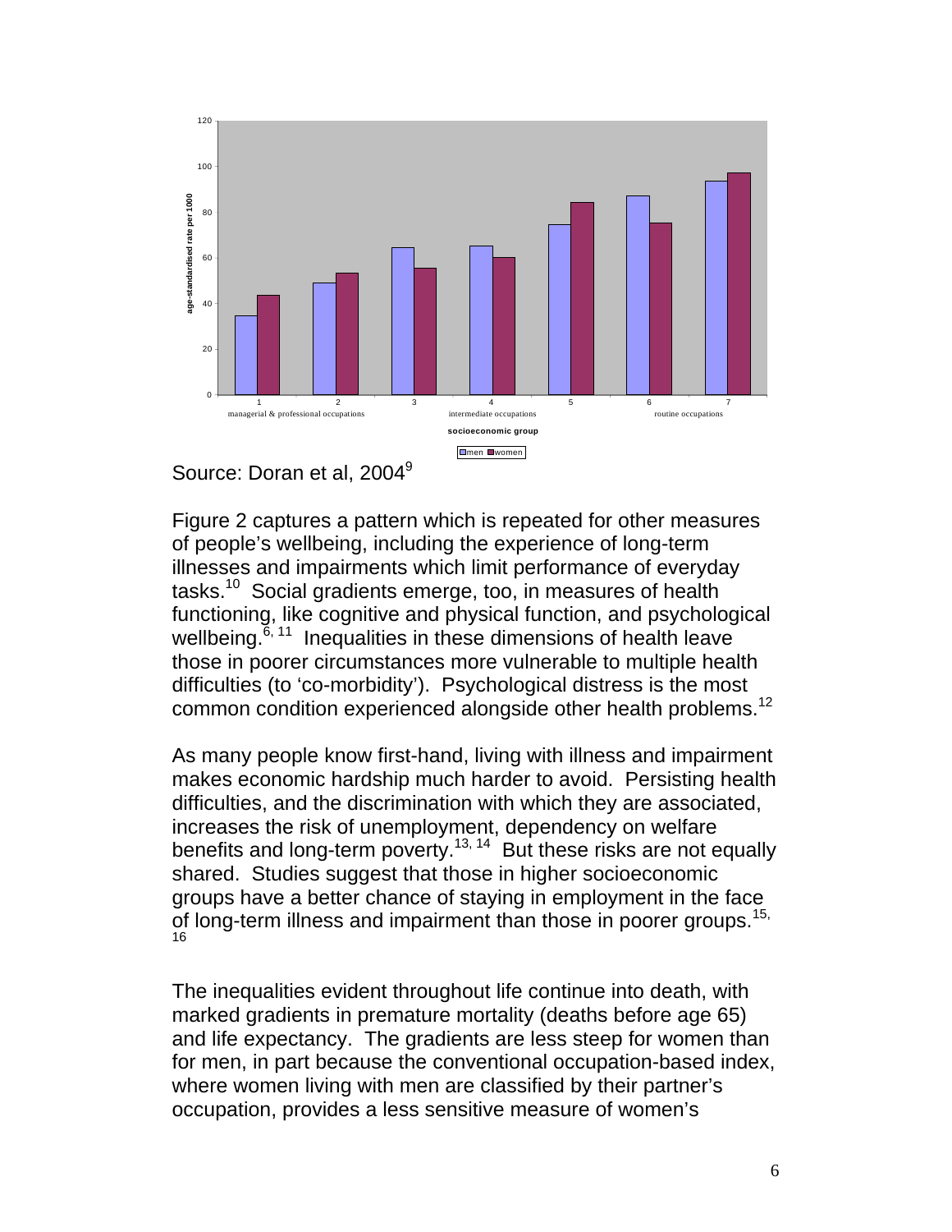Source: Doran et al, 2004[9]

Figure 2 captures a pattern which is repeated for other measures of people's wellbeing, including the experience of long-term illnesses and impairments which limit performance of everyday tasks.[10] Social gradients emerge, too, in measures of health functioning, like cognitive and physical function, and psychological wellbeing.[6, 11] Inequalities in these dimensions of health leave those in poorer circumstances more vulnerable to multiple health difficulties (to 'co-morbidity'). Psychological distress is the most common condition experienced alongside other health problems.[12]

As many people know first-hand, living with illness and impairment makes economic hardship much harder to avoid. Persisting health difficulties, and the discrimination with which they are associated, increases the risk of unemployment, dependency on welfare benefits and long-term poverty.[13, 14] But these risks are not equally shared. Studies suggest that those in higher socioeconomic groups have a better chance of staying in employment in the face of long-term illness and impairment than those in poorer groups.[15, 16]

The inequalities evident throughout life continue into death, with marked gradients in premature mortality (deaths before age 65) and life expectancy. The gradients are less steep for women than for men, in part because the conventional occupation-based index, where women living with men are classified by their partner's occupation, provides a less sensitive measure of women's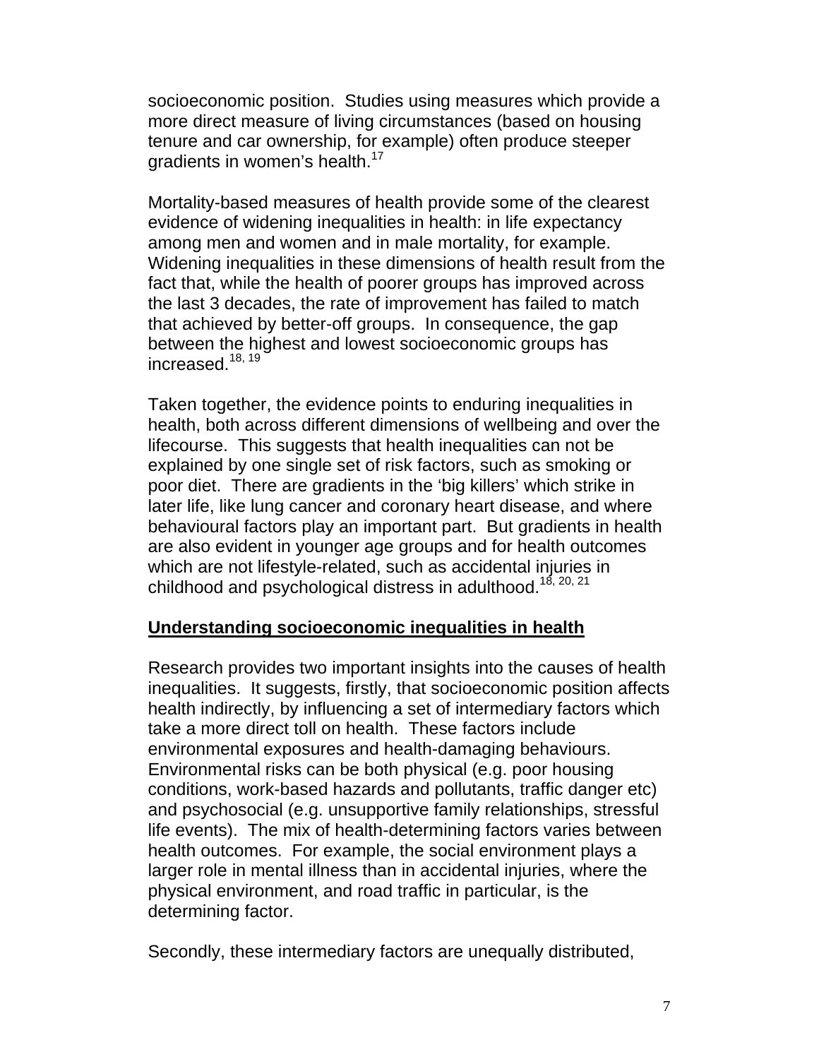socioeconomic position. Studies using measures which provide a more direct measure of living circumstances (based on housing tenure and car ownership, for example) often produce steeper gradients in women's health.[17]

Mortality-based measures of health provide some of the clearest evidence of widening inequalities in health: in life expectancy among men and women and in male mortality, for example. Widening inequalities in these dimensions of health result from the fact that, while the health of poorer groups has improved across the last 3 decades, the rate of improvement has failed to match that achieved by better-off groups. In consequence, the gap between the highest and lowest socioeconomic groups has increased.[18, 19]

Taken together, the evidence points to enduring inequalities in health, both across different dimensions of wellbeing and over the lifecourse. This suggests that health inequalities can not be explained by one single set of risk factors, such as smoking or poor diet. There are gradients in the 'big killers' which strike in later life, like lung cancer and coronary heart disease, and where behavioural factors play an important part. But gradients in health are also evident in younger age groups and for health outcomes which are not lifestyle-related, such as accidental injuries in childhood and psychological distress in adulthood.[18, 20, 21]

## **Understanding socioeconomic inequalities in health**

Research provides two important insights into the causes of health inequalities. It suggests, firstly, that socioeconomic position affects health indirectly, by influencing a set of intermediary factors which take a more direct toll on health. These factors include environmental exposures and health-damaging behaviours. Environmental risks can be both physical (e.g. poor housing conditions, work-based hazards and pollutants, traffic danger etc) and psychosocial (e.g. unsupportive family relationships, stressful life events). The mix of health-determining factors varies between health outcomes. For example, the social environment plays a larger role in mental illness than in accidental injuries, where the physical environment, and road traffic in particular, is the determining factor.

Secondly, these intermediary factors are unequally distributed,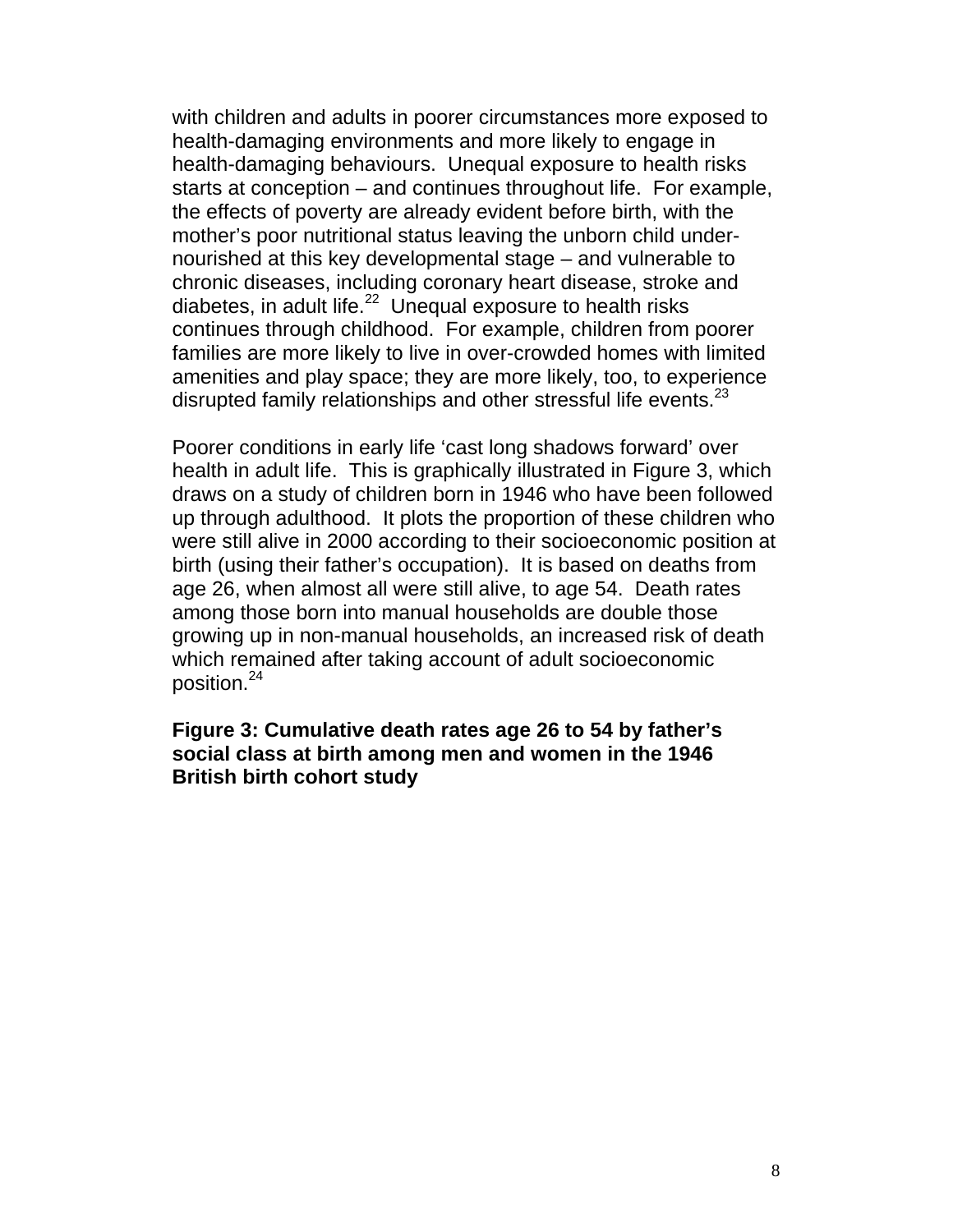with children and adults in poorer circumstances more exposed to health-damaging environments and more likely to engage in health-damaging behaviours. Unequal exposure to health risks starts at conception – and continues throughout life. For example, the effects of poverty are already evident before birth, with the mother's poor nutritional status leaving the unborn child under-nourished at this key developmental stage – and vulnerable to chronic diseases, including coronary heart disease, stroke and diabetes, in adult life.[22] Unequal exposure to health risks continues through childhood. For example, children from poorer families are more likely to live in over-crowded homes with limited amenities and play space; they are more likely, too, to experience disrupted family relationships and other stressful life events.[23]

Poorer conditions in early life 'cast long shadows forward' over health in adult life. This is graphically illustrated in Figure 3, which draws on a study of children born in 1946 who have been followed up through adulthood. It plots the proportion of these children who were still alive in 2000 according to their socioeconomic position at birth (using their father's occupation). It is based on deaths from age 26, when almost all were still alive, to age 54. Death rates among those born into manual households are double those growing up in non-manual households, an increased risk of death which remained after taking account of adult socioeconomic position.[24]

**Figure 3: Cumulative death rates age 26 to 54 by father's social class at birth among men and women in the 1946 British birth cohort study**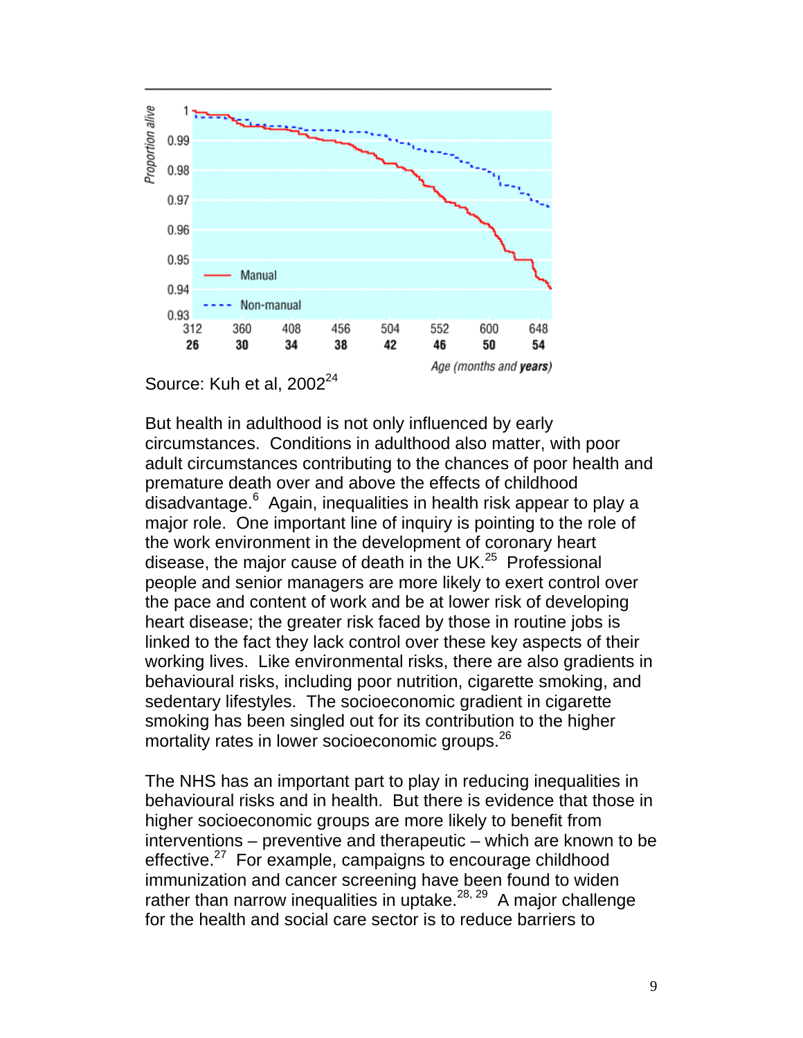Source: Kuh et al, 2002[24]

But health in adulthood is not only influenced by early circumstances. Conditions in adulthood also matter, with poor adult circumstances contributing to the chances of poor health and premature death over and above the effects of childhood disadvantage.[6] Again, inequalities in health risk appear to play a major role. One important line of inquiry is pointing to the role of the work environment in the development of coronary heart disease, the major cause of death in the UK.[25] Professional people and senior managers are more likely to exert control over the pace and content of work and be at lower risk of developing heart disease; the greater risk faced by those in routine jobs is linked to the fact they lack control over these key aspects of their working lives. Like environmental risks, there are also gradients in behavioural risks, including poor nutrition, cigarette smoking, and sedentary lifestyles. The socioeconomic gradient in cigarette smoking has been singled out for its contribution to the higher mortality rates in lower socioeconomic groups.[26]

The NHS has an important part to play in reducing inequalities in behavioural risks and in health. But there is evidence that those in higher socioeconomic groups are more likely to benefit from interventions – preventive and therapeutic – which are known to be effective.[27] For example, campaigns to encourage childhood immunization and cancer screening have been found to widen rather than narrow inequalities in uptake.[28, 29] A major challenge for the health and social care sector is to reduce barriers to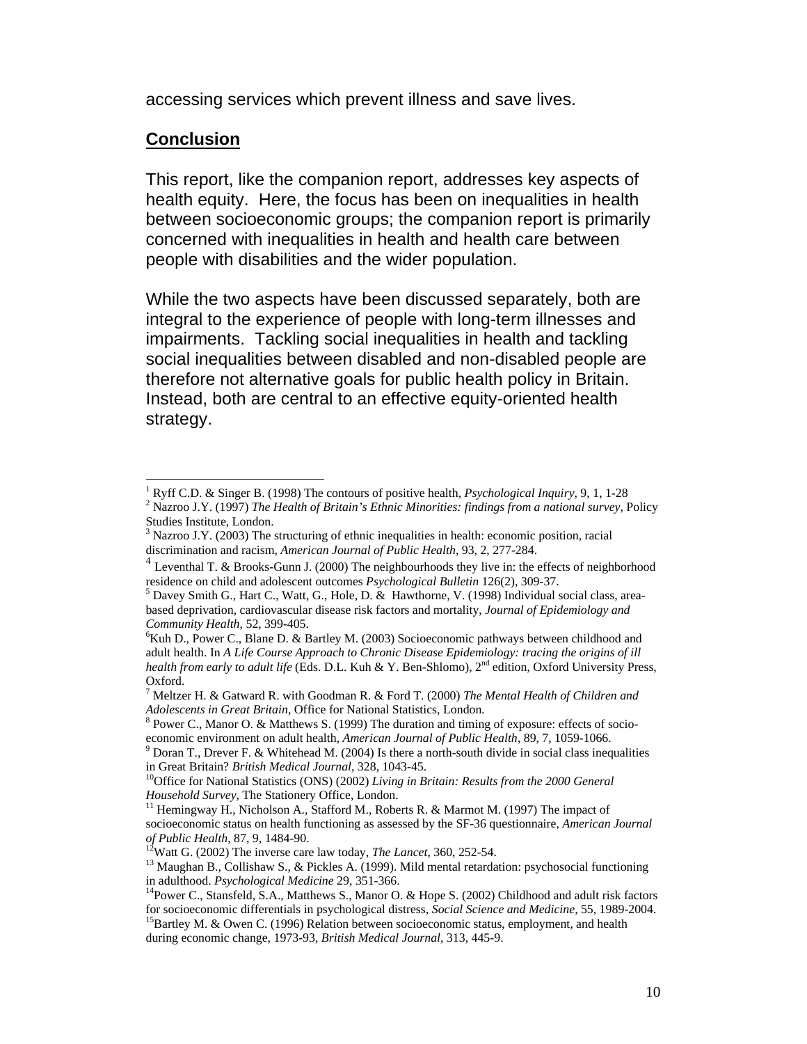accessing services which prevent illness and save lives.

## Conclusion

This report, like the companion report, addresses key aspects of health equity. Here, the focus has been on inequalities in health between socioeconomic groups; the companion report is primarily concerned with inequalities in health and health care between people with disabilities and the wider population.

While the two aspects have been discussed separately, both are integral to the experience of people with long-term illnesses and impairments. Tackling social inequalities in health and tackling social inequalities between disabled and non-disabled people are therefore not alternative goals for public health policy in Britain. Instead, both are central to an effective equity-oriented health strategy.

---

[1] Ryff C.D. & Singer B. (1998) The contours of positive health, *Psychological Inquiry*, 9, 1, 1-28

[2] Nazroo J.Y. (1997) *The Health of Britain's Ethnic Minorities: findings from a national survey*, Policy Studies Institute, London.

[3] Nazroo J.Y. (2003) The structuring of ethnic inequalities in health: economic position, racial discrimination and racism, *American Journal of Public Health*, 93, 2, 277-284.

[4] Leventhal T. & Brooks-Gunn J. (2000) The neighbourhoods they live in: the effects of neighborhood residence on child and adolescent outcomes *Psychological Bulletin* 126(2), 309-37.

[5] Davey Smith G., Hart C., Watt, G., Hole, D. & Hawthorne, V. (1998) Individual social class, area-based deprivation, cardiovascular disease risk factors and mortality, *Journal of Epidemiology and Community Health*, 52, 399-405.

[6] Kuh D., Power C., Blane D. & Bartley M. (2003) Socioeconomic pathways between childhood and adult health. In *A Life Course Approach to Chronic Disease Epidemiology: tracing the origins of ill health from early to adult life* (Eds. D.L. Kuh & Y. Ben-Shlomo), 2nd edition, Oxford University Press, Oxford.

[7] Meltzer H. & Gatward R. with Goodman R. & Ford T. (2000) *The Mental Health of Children and Adolescents in Great Britain*, Office for National Statistics, London.

[8] Power C., Manor O. & Matthews S. (1999) The duration and timing of exposure: effects of socio-economic environment on adult health, *American Journal of Public Health*, 89, 7, 1059-1066.

[9] Doran T., Drever F. & Whitehead M. (2004) Is there a north-south divide in social class inequalities in Great Britain? *British Medical Journal*, 328, 1043-45.

[10] Office for National Statistics (ONS) (2002) *Living in Britain: Results from the 2000 General Household Survey*, The Stationery Office, London.

[11] Hemingway H., Nicholson A., Stafford M., Roberts R. & Marmot M. (1997) The impact of socioeconomic status on health functioning as assessed by the SF-36 questionnaire, *American Journal of Public Health*, 87, 9, 1484-90.

[12] Watt G. (2002) The inverse care law today, *The Lancet*, 360, 252-54.

[13] Maughan B., Collishaw S., & Pickles A. (1999). Mild mental retardation: psychosocial functioning in adulthood. *Psychological Medicine* 29, 351-366.

[14] Power C., Stansfeld, S.A., Matthews S., Manor O. & Hope S. (2002) Childhood and adult risk factors for socioeconomic differentials in psychological distress, *Social Science and Medicine*, 55, 1989-2004.

[15] Bartley M. & Owen C. (1996) Relation between socioeconomic status, employment, and health during economic change, 1973-93, *British Medical Journal*, 313, 445-9.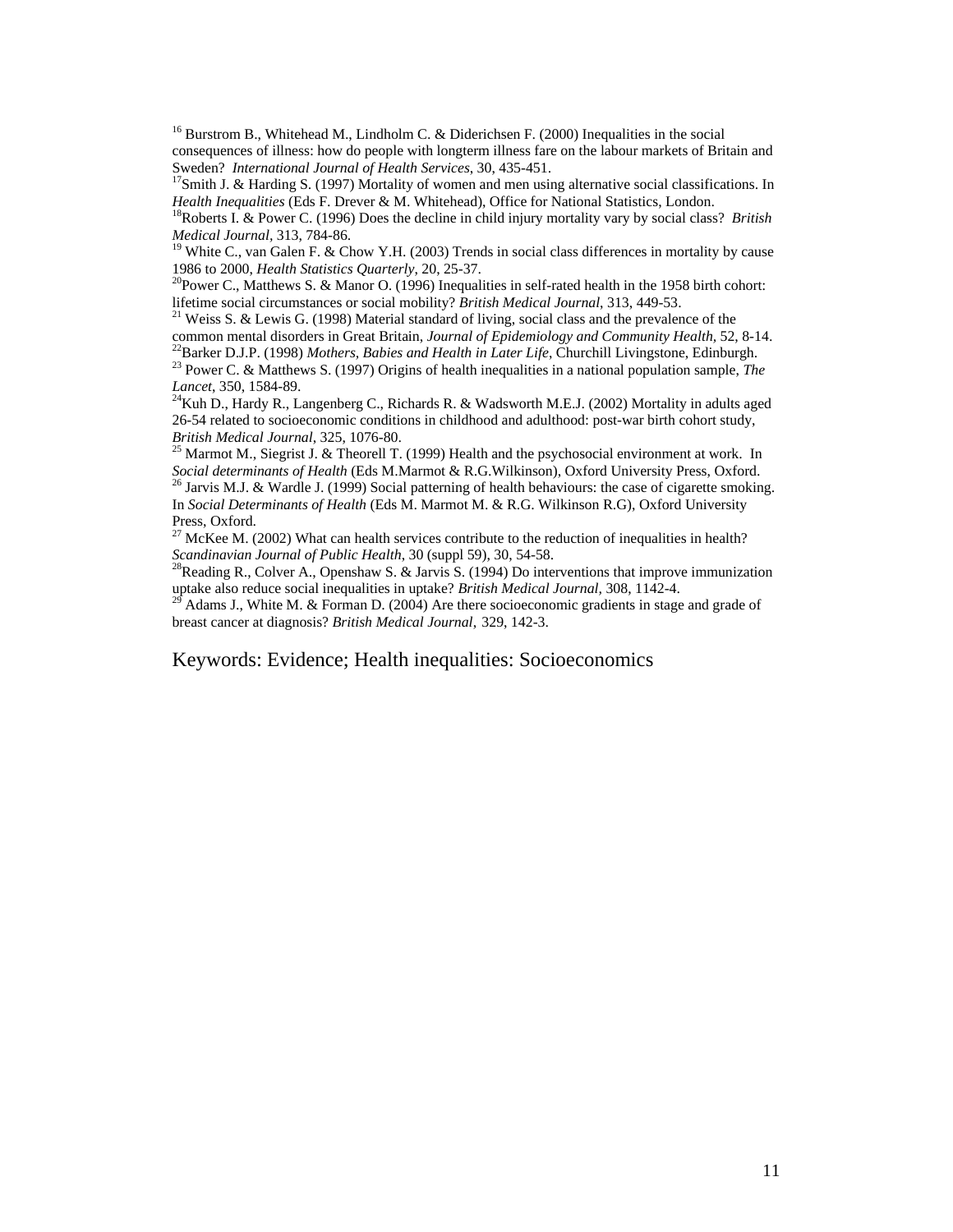[16] Burstrom B., Whitehead M., Lindholm C. & Diderichsen F. (2000) Inequalities in the social consequences of illness: how do people with longterm illness fare on the labour markets of Britain and Sweden? *International Journal of Health Services*, 30, 435-451.

[17] Smith J. & Harding S. (1997) Mortality of women and men using alternative social classifications. In *Health Inequalities* (Eds F. Drever & M. Whitehead), Office for National Statistics, London.

[18] Roberts I. & Power C. (1996) Does the decline in child injury mortality vary by social class? *British Medical Journal*, 313, 784-86.

[19] White C., van Galen F. & Chow Y.H. (2003) Trends in social class differences in mortality by cause 1986 to 2000, *Health Statistics Quarterly*, 20, 25-37.

[20] Power C., Matthews S. & Manor O. (1996) Inequalities in self-rated health in the 1958 birth cohort: lifetime social circumstances or social mobility? *British Medical Journal*, 313, 449-53.

[21] Weiss S. & Lewis G. (1998) Material standard of living, social class and the prevalence of the common mental disorders in Great Britain, *Journal of Epidemiology and Community Health*, 52, 8-14.

[22] Barker D.J.P. (1998) *Mothers, Babies and Health in Later Life*, Churchill Livingstone, Edinburgh.

[23] Power C. & Matthews S. (1997) Origins of health inequalities in a national population sample, *The Lancet*, 350, 1584-89.

[24] Kuh D., Hardy R., Langenberg C., Richards R. & Wadsworth M.E.J. (2002) Mortality in adults aged 26-54 related to socioeconomic conditions in childhood and adulthood: post-war birth cohort study, *British Medical Journal*, 325, 1076-80.

[25] Marmot M., Siegrist J. & Theorell T. (1999) Health and the psychosocial environment at work. In *Social determinants of Health* (Eds M.Marmot & R.G.Wilkinson), Oxford University Press, Oxford.

[26] Jarvis M.J. & Wardle J. (1999) Social patterning of health behaviours: the case of cigarette smoking. In *Social Determinants of Health* (Eds M. Marmot M. & R.G. Wilkinson R.G), Oxford University Press, Oxford.

[27] McKee M. (2002) What can health services contribute to the reduction of inequalities in health? *Scandinavian Journal of Public Health*, 30 (suppl 59), 30, 54-58.

[28] Reading R., Colver A., Openshaw S. & Jarvis S. (1994) Do interventions that improve immunization uptake also reduce social inequalities in uptake? *British Medical Journal*, 308, 1142-4.

[29] Adams J., White M. & Forman D. (2004) Are there socioeconomic gradients in stage and grade of breast cancer at diagnosis? *British Medical Journal*, 329, 142-3.

Keywords: Evidence; Health inequalities: Socioeconomics